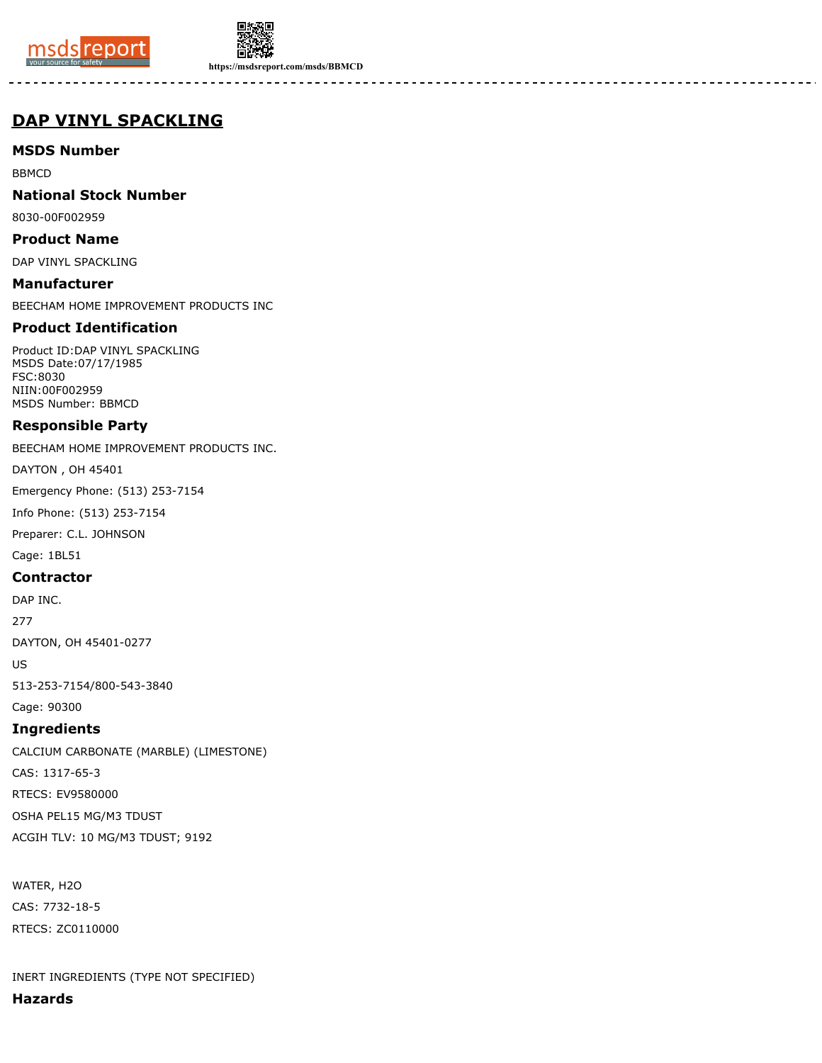# DAP VINYL SPACKLING

## MSDS Number

BBMCD

## National Stock Number

8030-00F002959

## Product Name

DAP VINYL SPACKLING

## Manufacturer

BEECHAM HOME IMPROVEMENT PRODUCTS INC

## Product Identification

Product ID:DAP VINYL SPACKLING
MSDS Date:07/17/1985
FSC:8030
NIIN:00F002959
MSDS Number: BBMCD

## Responsible Party

BEECHAM HOME IMPROVEMENT PRODUCTS INC.

DAYTON , OH 45401

Emergency Phone: (513) 253-7154

Info Phone: (513) 253-7154

Preparer: C.L. JOHNSON

Cage: 1BL51

## Contractor

DAP INC.

277

DAYTON, OH 45401-0277

US

513-253-7154/800-543-3840

Cage: 90300

## Ingredients

CALCIUM CARBONATE (MARBLE) (LIMESTONE)

CAS: 1317-65-3

RTECS: EV9580000

OSHA PEL15 MG/M3 TDUST

ACGIH TLV: 10 MG/M3 TDUST; 9192

WATER, H2O

CAS: 7732-18-5

RTECS: ZC0110000

INERT INGREDIENTS (TYPE NOT SPECIFIED)

## Hazards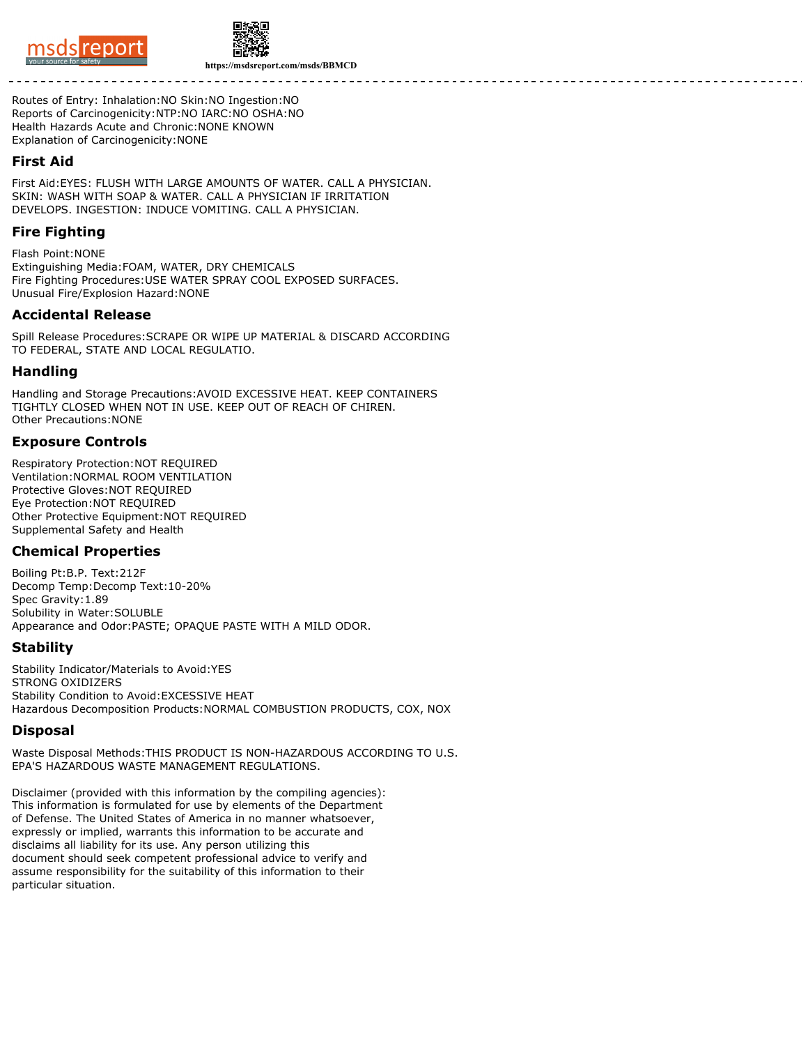Routes of Entry: Inhalation:NO Skin:NO Ingestion:NO
Reports of Carcinogenicity:NTP:NO IARC:NO OSHA:NO
Health Hazards Acute and Chronic:NONE KNOWN
Explanation of Carcinogenicity:NONE

## First Aid

First Aid:EYES: FLUSH WITH LARGE AMOUNTS OF WATER. CALL A PHYSICIAN. SKIN: WASH WITH SOAP & WATER. CALL A PHYSICIAN IF IRRITATION DEVELOPS. INGESTION: INDUCE VOMITING. CALL A PHYSICIAN.

## Fire Fighting

Flash Point:NONE
Extinguishing Media:FOAM, WATER, DRY CHEMICALS
Fire Fighting Procedures:USE WATER SPRAY COOL EXPOSED SURFACES.
Unusual Fire/Explosion Hazard:NONE

## Accidental Release

Spill Release Procedures:SCRAPE OR WIPE UP MATERIAL & DISCARD ACCORDING TO FEDERAL, STATE AND LOCAL REGULATIO.

## Handling

Handling and Storage Precautions:AVOID EXCESSIVE HEAT. KEEP CONTAINERS TIGHTLY CLOSED WHEN NOT IN USE. KEEP OUT OF REACH OF CHIREN.
Other Precautions:NONE

## Exposure Controls

Respiratory Protection:NOT REQUIRED
Ventilation:NORMAL ROOM VENTILATION
Protective Gloves:NOT REQUIRED
Eye Protection:NOT REQUIRED
Other Protective Equipment:NOT REQUIRED
Supplemental Safety and Health

## Chemical Properties

Boiling Pt:B.P. Text:212F
Decomp Temp:Decomp Text:10-20%
Spec Gravity:1.89
Solubility in Water:SOLUBLE
Appearance and Odor:PASTE; OPAQUE PASTE WITH A MILD ODOR.

## Stability

Stability Indicator/Materials to Avoid:YES
STRONG OXIDIZERS
Stability Condition to Avoid:EXCESSIVE HEAT
Hazardous Decomposition Products:NORMAL COMBUSTION PRODUCTS, COX, NOX

## Disposal

Waste Disposal Methods:THIS PRODUCT IS NON-HAZARDOUS ACCORDING TO U.S. EPA'S HAZARDOUS WASTE MANAGEMENT REGULATIONS.

Disclaimer (provided with this information by the compiling agencies): This information is formulated for use by elements of the Department of Defense. The United States of America in no manner whatsoever, expressly or implied, warrants this information to be accurate and disclaims all liability for its use. Any person utilizing this document should seek competent professional advice to verify and assume responsibility for the suitability of this information to their particular situation.